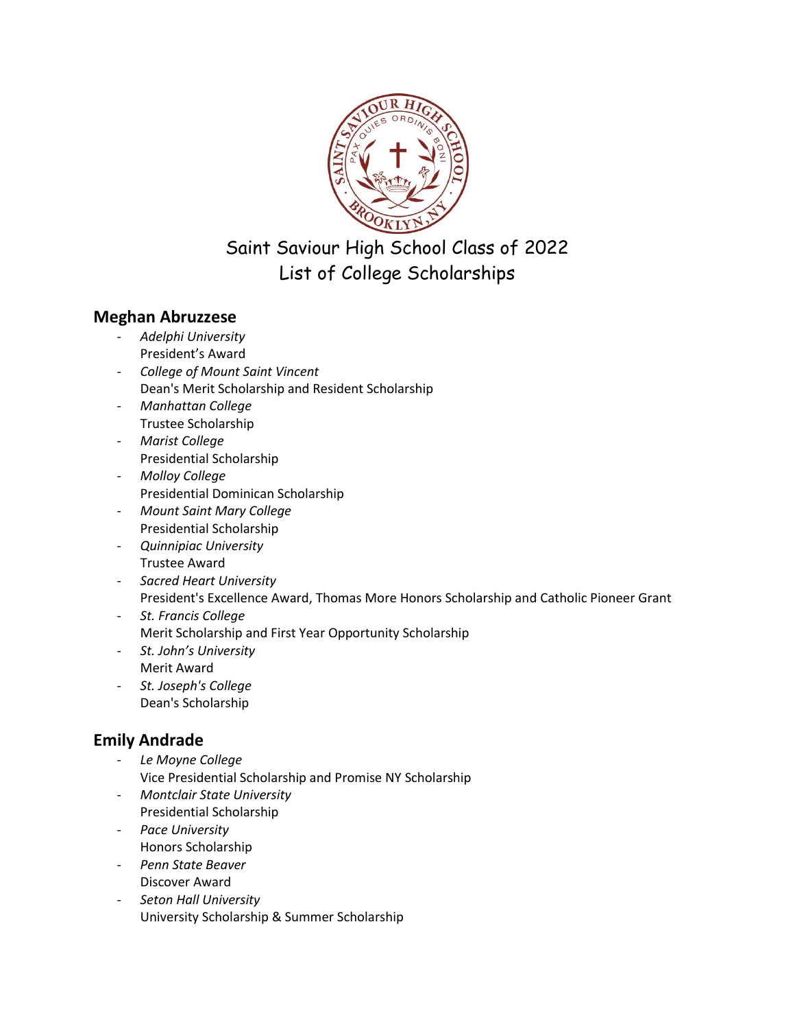# Saint Saviour High School Class of 2022
# List of College Scholarships

## Meghan Abruzzese

- *Adelphi University*
  President's Award
- *College of Mount Saint Vincent*
  Dean's Merit Scholarship and Resident Scholarship
- *Manhattan College*
  Trustee Scholarship
- *Marist College*
  Presidential Scholarship
- *Molloy College*
  Presidential Dominican Scholarship
- *Mount Saint Mary College*
  Presidential Scholarship
- *Quinnipiac University*
  Trustee Award
- *Sacred Heart University*
  President's Excellence Award, Thomas More Honors Scholarship and Catholic Pioneer Grant
- *St. Francis College*
  Merit Scholarship and First Year Opportunity Scholarship
- *St. John's University*
  Merit Award
- *St. Joseph's College*
  Dean's Scholarship

## Emily Andrade

- *Le Moyne College*
  Vice Presidential Scholarship and Promise NY Scholarship
- *Montclair State University*
  Presidential Scholarship
- *Pace University*
  Honors Scholarship
- *Penn State Beaver*
  Discover Award
- *Seton Hall University*
  University Scholarship & Summer Scholarship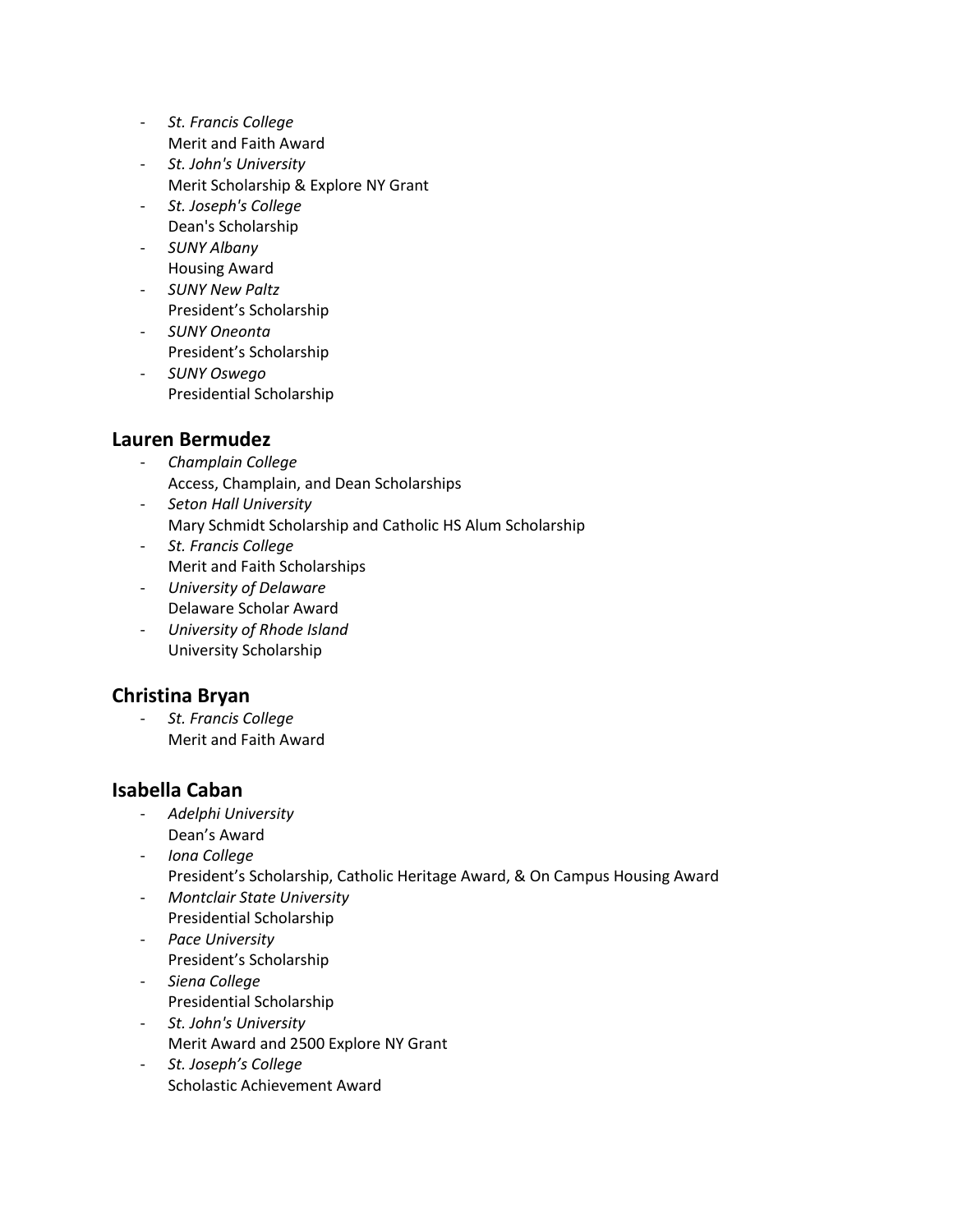- *St. Francis College*
  Merit and Faith Award
- *St. John's University*
  Merit Scholarship & Explore NY Grant
- *St. Joseph's College*
  Dean's Scholarship
- *SUNY Albany*
  Housing Award
- *SUNY New Paltz*
  President's Scholarship
- *SUNY Oneonta*
  President's Scholarship
- *SUNY Oswego*
  Presidential Scholarship

## Lauren Bermudez

- *Champlain College*
  Access, Champlain, and Dean Scholarships
- *Seton Hall University*
  Mary Schmidt Scholarship and Catholic HS Alum Scholarship
- *St. Francis College*
  Merit and Faith Scholarships
- *University of Delaware*
  Delaware Scholar Award
- *University of Rhode Island*
  University Scholarship

## Christina Bryan

- *St. Francis College*
  Merit and Faith Award

## Isabella Caban

- *Adelphi University*
  Dean's Award
- *Iona College*
  President's Scholarship, Catholic Heritage Award, & On Campus Housing Award
- *Montclair State University*
  Presidential Scholarship
- *Pace University*
  President's Scholarship
- *Siena College*
  Presidential Scholarship
- *St. John's University*
  Merit Award and 2500 Explore NY Grant
- *St. Joseph's College*
  Scholastic Achievement Award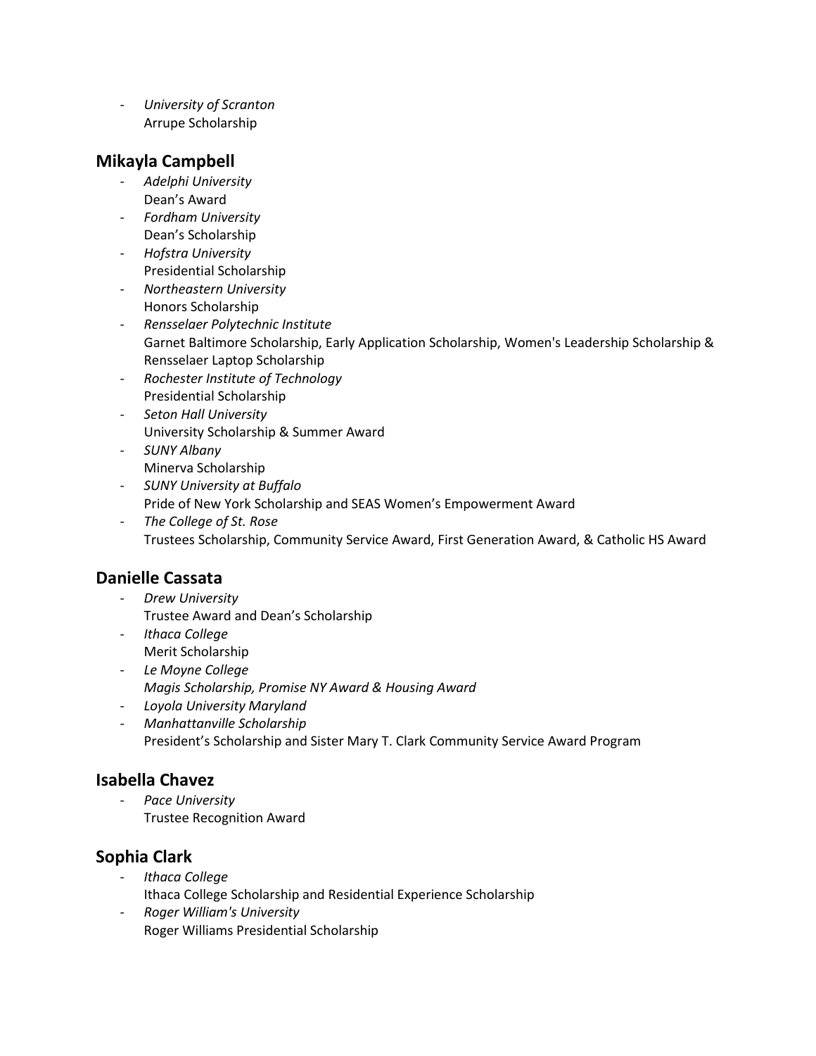- *University of Scranton*
  Arrupe Scholarship

## Mikayla Campbell

- *Adelphi University*
  Dean's Award
- *Fordham University*
  Dean's Scholarship
- *Hofstra University*
  Presidential Scholarship
- *Northeastern University*
  Honors Scholarship
- *Rensselaer Polytechnic Institute*
  Garnet Baltimore Scholarship, Early Application Scholarship, Women's Leadership Scholarship & Rensselaer Laptop Scholarship
- *Rochester Institute of Technology*
  Presidential Scholarship
- *Seton Hall University*
  University Scholarship & Summer Award
- *SUNY Albany*
  Minerva Scholarship
- *SUNY University at Buffalo*
  Pride of New York Scholarship and SEAS Women's Empowerment Award
- *The College of St. Rose*
  Trustees Scholarship, Community Service Award, First Generation Award, & Catholic HS Award

## Danielle Cassata

- *Drew University*
  Trustee Award and Dean's Scholarship
- *Ithaca College*
  Merit Scholarship
- *Le Moyne College*
  *Magis Scholarship, Promise NY Award & Housing Award*
- *Loyola University Maryland*
- *Manhattanville Scholarship*
  President's Scholarship and Sister Mary T. Clark Community Service Award Program

## Isabella Chavez

- *Pace University*
  Trustee Recognition Award

## Sophia Clark

- *Ithaca College*
  Ithaca College Scholarship and Residential Experience Scholarship
- *Roger William's University*
  Roger Williams Presidential Scholarship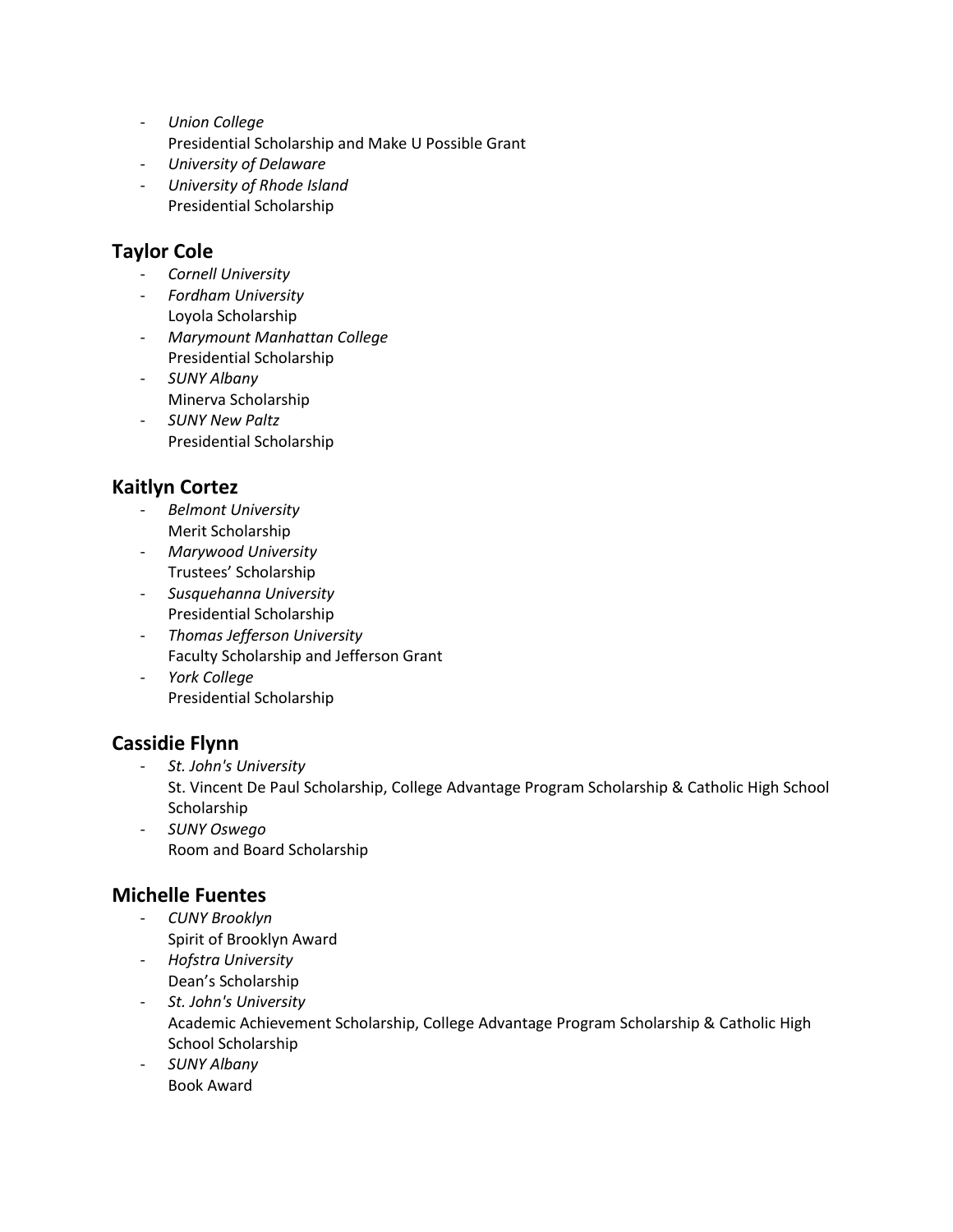- *Union College*
  Presidential Scholarship and Make U Possible Grant
- *University of Delaware*
- *University of Rhode Island*
  Presidential Scholarship

## Taylor Cole

- *Cornell University*
- *Fordham University*
  Loyola Scholarship
- *Marymount Manhattan College*
  Presidential Scholarship
- *SUNY Albany*
  Minerva Scholarship
- *SUNY New Paltz*
  Presidential Scholarship

## Kaitlyn Cortez

- *Belmont University*
  Merit Scholarship
- *Marywood University*
  Trustees' Scholarship
- *Susquehanna University*
  Presidential Scholarship
- *Thomas Jefferson University*
  Faculty Scholarship and Jefferson Grant
- *York College*
  Presidential Scholarship

## Cassidie Flynn

- *St. John's University*
  St. Vincent De Paul Scholarship, College Advantage Program Scholarship & Catholic High School Scholarship
- *SUNY Oswego*
  Room and Board Scholarship

## Michelle Fuentes

- *CUNY Brooklyn*
  Spirit of Brooklyn Award
- *Hofstra University*
  Dean's Scholarship
- *St. John's University*
  Academic Achievement Scholarship, College Advantage Program Scholarship & Catholic High School Scholarship
- *SUNY Albany*
  Book Award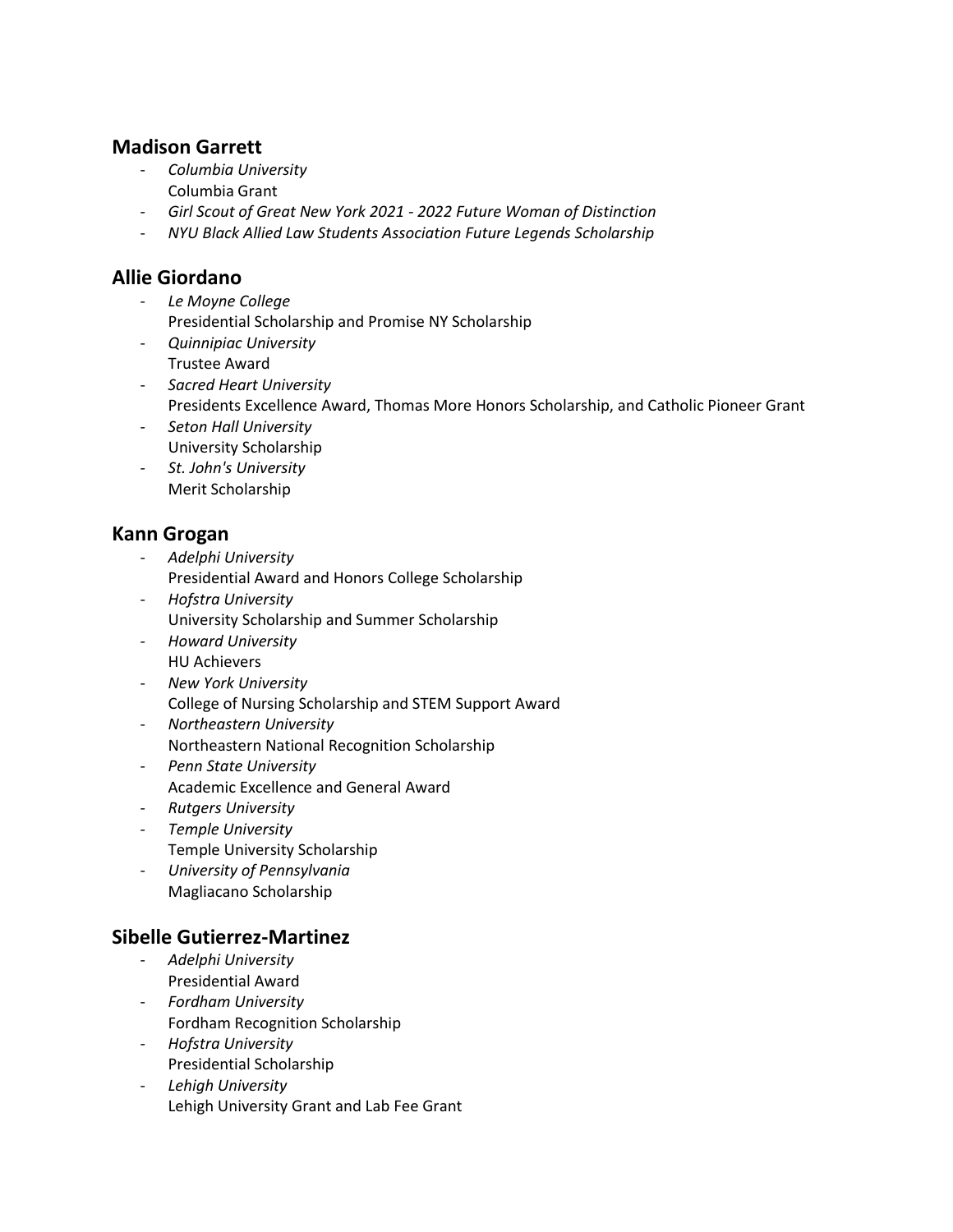## Madison Garrett

- *Columbia University*
  Columbia Grant
- *Girl Scout of Great New York 2021 - 2022 Future Woman of Distinction*
- *NYU Black Allied Law Students Association Future Legends Scholarship*

## Allie Giordano

- *Le Moyne College*
  Presidential Scholarship and Promise NY Scholarship
- *Quinnipiac University*
  Trustee Award
- *Sacred Heart University*
  Presidents Excellence Award, Thomas More Honors Scholarship, and Catholic Pioneer Grant
- *Seton Hall University*
  University Scholarship
- *St. John's University*
  Merit Scholarship

## Kann Grogan

- *Adelphi University*
  Presidential Award and Honors College Scholarship
- *Hofstra University*
  University Scholarship and Summer Scholarship
- *Howard University*
  HU Achievers
- *New York University*
  College of Nursing Scholarship and STEM Support Award
- *Northeastern University*
  Northeastern National Recognition Scholarship
- *Penn State University*
  Academic Excellence and General Award
- *Rutgers University*
- *Temple University*
  Temple University Scholarship
- *University of Pennsylvania*
  Magliacano Scholarship

## Sibelle Gutierrez-Martinez

- *Adelphi University*
  Presidential Award
- *Fordham University*
  Fordham Recognition Scholarship
- *Hofstra University*
  Presidential Scholarship
- *Lehigh University*
  Lehigh University Grant and Lab Fee Grant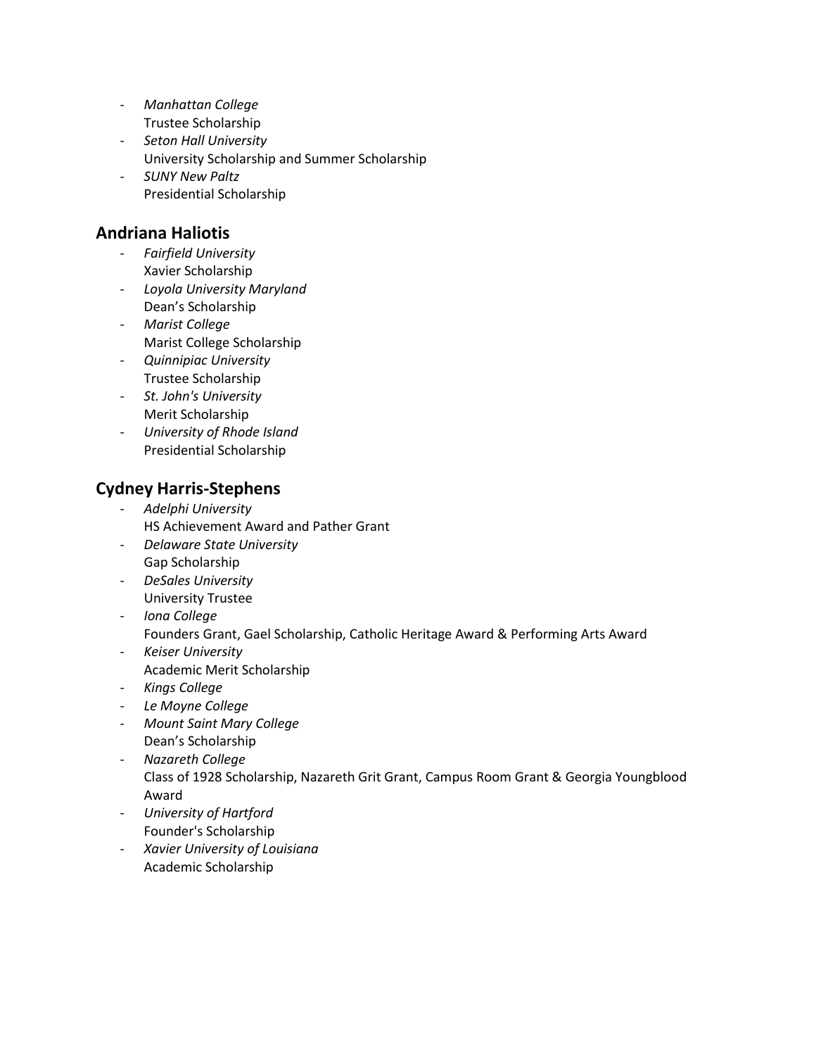- *Manhattan College*
  Trustee Scholarship
- *Seton Hall University*
  University Scholarship and Summer Scholarship
- *SUNY New Paltz*
  Presidential Scholarship

## Andriana Haliotis

- *Fairfield University*
  Xavier Scholarship
- *Loyola University Maryland*
  Dean's Scholarship
- *Marist College*
  Marist College Scholarship
- *Quinnipiac University*
  Trustee Scholarship
- *St. John's University*
  Merit Scholarship
- *University of Rhode Island*
  Presidential Scholarship

## Cydney Harris-Stephens

- *Adelphi University*
  HS Achievement Award and Pather Grant
- *Delaware State University*
  Gap Scholarship
- *DeSales University*
  University Trustee
- *Iona College*
  Founders Grant, Gael Scholarship, Catholic Heritage Award & Performing Arts Award
- *Keiser University*
  Academic Merit Scholarship
- *Kings College*
- *Le Moyne College*
- *Mount Saint Mary College*
  Dean's Scholarship
- *Nazareth College*
  Class of 1928 Scholarship, Nazareth Grit Grant, Campus Room Grant & Georgia Youngblood Award
- *University of Hartford*
  Founder's Scholarship
- *Xavier University of Louisiana*
  Academic Scholarship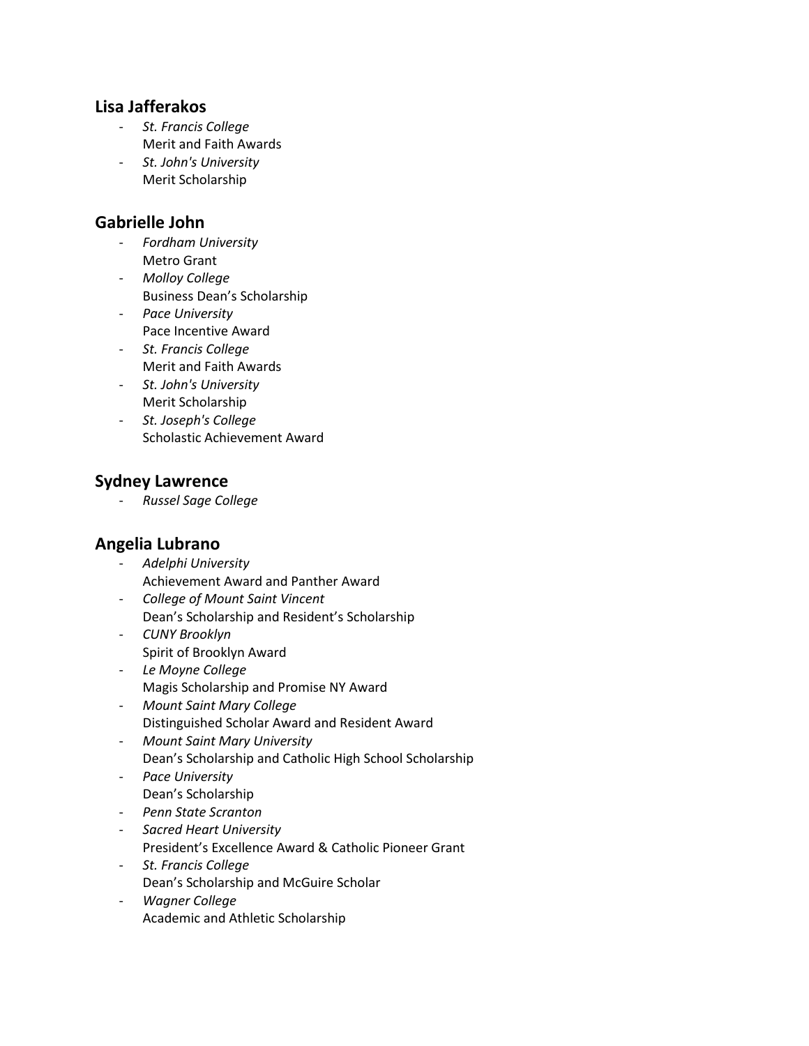### Lisa Jafferakos

- *St. Francis College*
  Merit and Faith Awards
- *St. John's University*
  Merit Scholarship

### Gabrielle John

- *Fordham University*
  Metro Grant
- *Molloy College*
  Business Dean's Scholarship
- *Pace University*
  Pace Incentive Award
- *St. Francis College*
  Merit and Faith Awards
- *St. John's University*
  Merit Scholarship
- *St. Joseph's College*
  Scholastic Achievement Award

### Sydney Lawrence

- *Russel Sage College*

### Angelia Lubrano

- *Adelphi University*
  Achievement Award and Panther Award
- *College of Mount Saint Vincent*
  Dean's Scholarship and Resident's Scholarship
- *CUNY Brooklyn*
  Spirit of Brooklyn Award
- *Le Moyne College*
  Magis Scholarship and Promise NY Award
- *Mount Saint Mary College*
  Distinguished Scholar Award and Resident Award
- *Mount Saint Mary University*
  Dean's Scholarship and Catholic High School Scholarship
- *Pace University*
  Dean's Scholarship
- *Penn State Scranton*
- *Sacred Heart University*
  President's Excellence Award & Catholic Pioneer Grant
- *St. Francis College*
  Dean's Scholarship and McGuire Scholar
- *Wagner College*
  Academic and Athletic Scholarship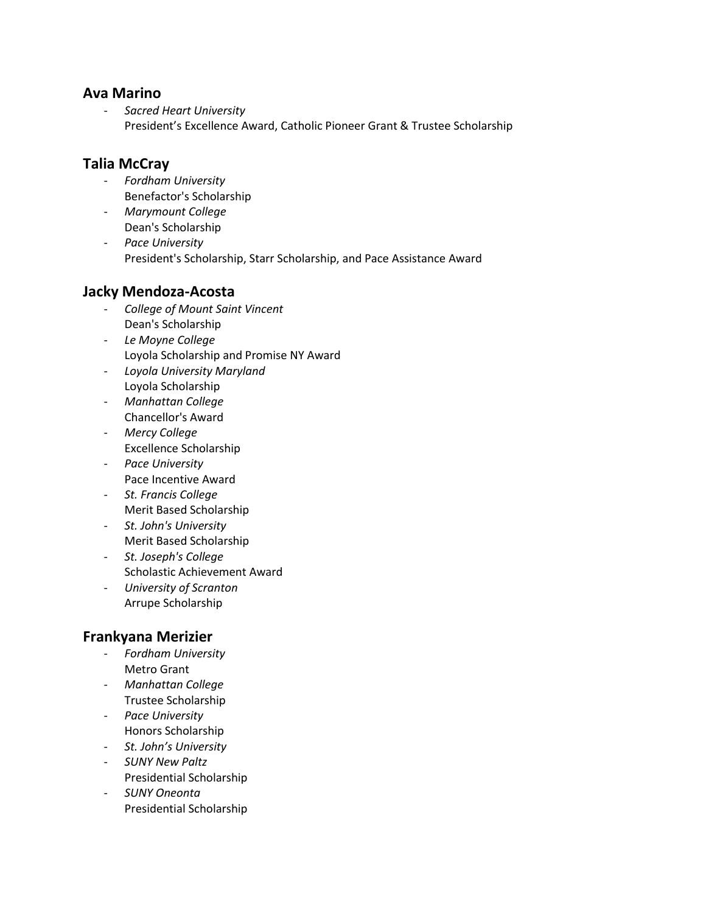### Ava Marino

- *Sacred Heart University*
  President's Excellence Award, Catholic Pioneer Grant & Trustee Scholarship

### Talia McCray

- *Fordham University*
  Benefactor's Scholarship
- *Marymount College*
  Dean's Scholarship
- *Pace University*
  President's Scholarship, Starr Scholarship, and Pace Assistance Award

### Jacky Mendoza-Acosta

- *College of Mount Saint Vincent*
  Dean's Scholarship
- *Le Moyne College*
  Loyola Scholarship and Promise NY Award
- *Loyola University Maryland*
  Loyola Scholarship
- *Manhattan College*
  Chancellor's Award
- *Mercy College*
  Excellence Scholarship
- *Pace University*
  Pace Incentive Award
- *St. Francis College*
  Merit Based Scholarship
- *St. John's University*
  Merit Based Scholarship
- *St. Joseph's College*
  Scholastic Achievement Award
- *University of Scranton*
  Arrupe Scholarship

### Frankyana Merizier

- *Fordham University*
  Metro Grant
- *Manhattan College*
  Trustee Scholarship
- *Pace University*
  Honors Scholarship
- *St. John's University*
- *SUNY New Paltz*
  Presidential Scholarship
- *SUNY Oneonta*
  Presidential Scholarship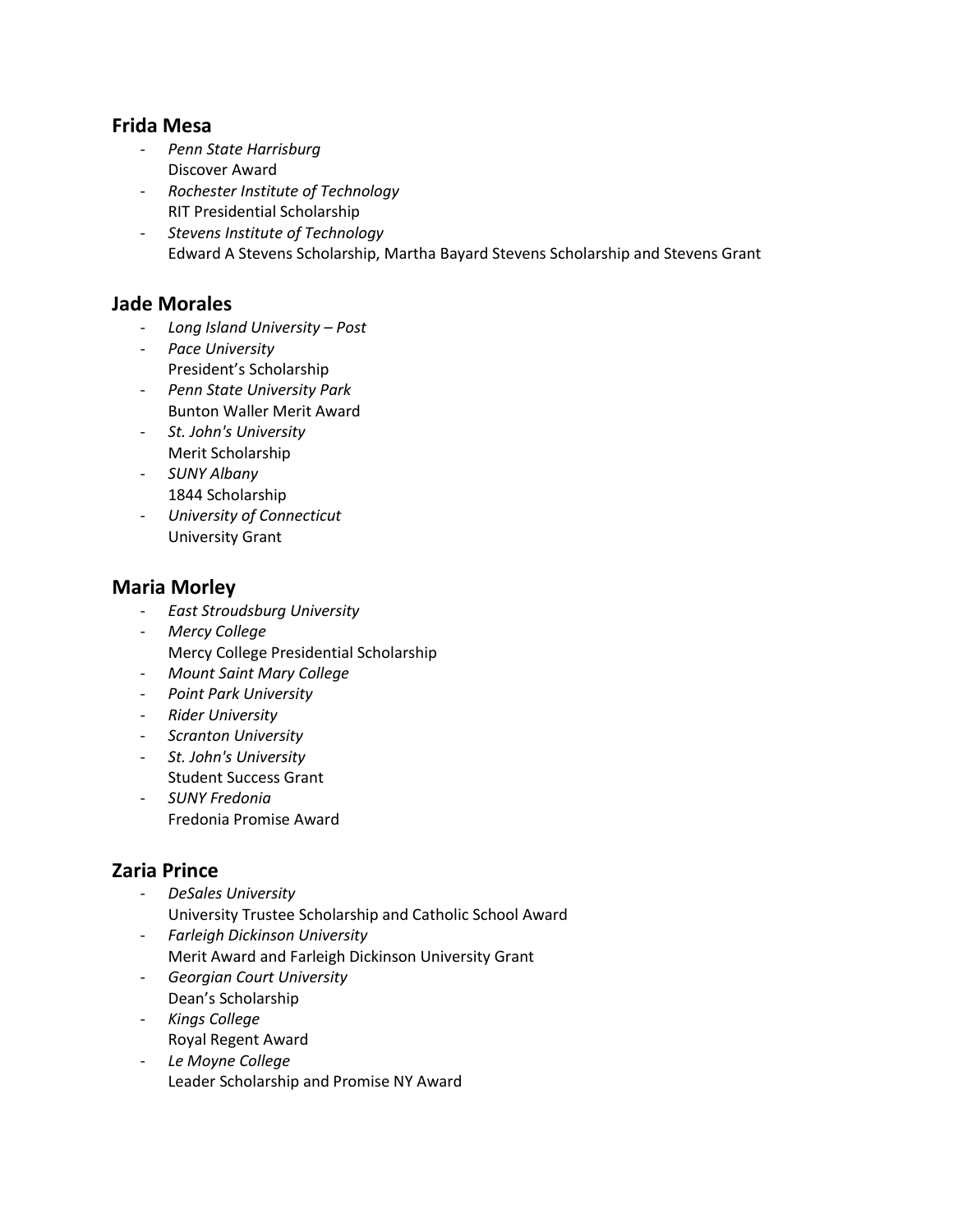## Frida Mesa

- *Penn State Harrisburg*
  Discover Award
- *Rochester Institute of Technology*
  RIT Presidential Scholarship
- *Stevens Institute of Technology*
  Edward A Stevens Scholarship, Martha Bayard Stevens Scholarship and Stevens Grant

## Jade Morales

- *Long Island University – Post*
- *Pace University*
  President's Scholarship
- *Penn State University Park*
  Bunton Waller Merit Award
- *St. John's University*
  Merit Scholarship
- *SUNY Albany*
  1844 Scholarship
- *University of Connecticut*
  University Grant

## Maria Morley

- *East Stroudsburg University*
- *Mercy College*
  Mercy College Presidential Scholarship
- *Mount Saint Mary College*
- *Point Park University*
- *Rider University*
- *Scranton University*
- *St. John's University*
  Student Success Grant
- *SUNY Fredonia*
  Fredonia Promise Award

## Zaria Prince

- *DeSales University*
  University Trustee Scholarship and Catholic School Award
- *Farleigh Dickinson University*
  Merit Award and Farleigh Dickinson University Grant
- *Georgian Court University*
  Dean's Scholarship
- *Kings College*
  Royal Regent Award
- *Le Moyne College*
  Leader Scholarship and Promise NY Award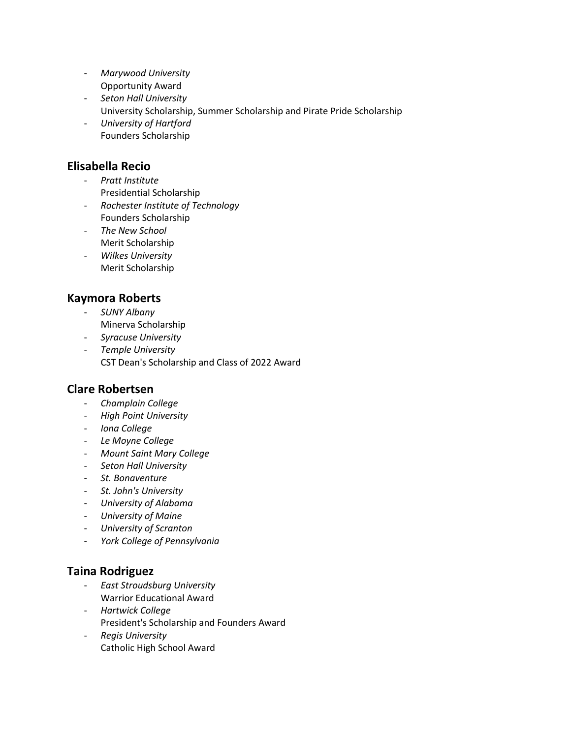- *Marywood University*
  Opportunity Award
- *Seton Hall University*
  University Scholarship, Summer Scholarship and Pirate Pride Scholarship
- *University of Hartford*
  Founders Scholarship

## Elisabella Recio

- *Pratt Institute*
  Presidential Scholarship
- *Rochester Institute of Technology*
  Founders Scholarship
- *The New School*
  Merit Scholarship
- *Wilkes University*
  Merit Scholarship

## Kaymora Roberts

- *SUNY Albany*
  Minerva Scholarship
- *Syracuse University*
- *Temple University*
  CST Dean's Scholarship and Class of 2022 Award

## Clare Robertsen

- *Champlain College*
- *High Point University*
- *Iona College*
- *Le Moyne College*
- *Mount Saint Mary College*
- *Seton Hall University*
- *St. Bonaventure*
- *St. John's University*
- *University of Alabama*
- *University of Maine*
- *University of Scranton*
- *York College of Pennsylvania*

## Taina Rodriguez

- *East Stroudsburg University*
  Warrior Educational Award
- *Hartwick College*
  President's Scholarship and Founders Award
- *Regis University*
  Catholic High School Award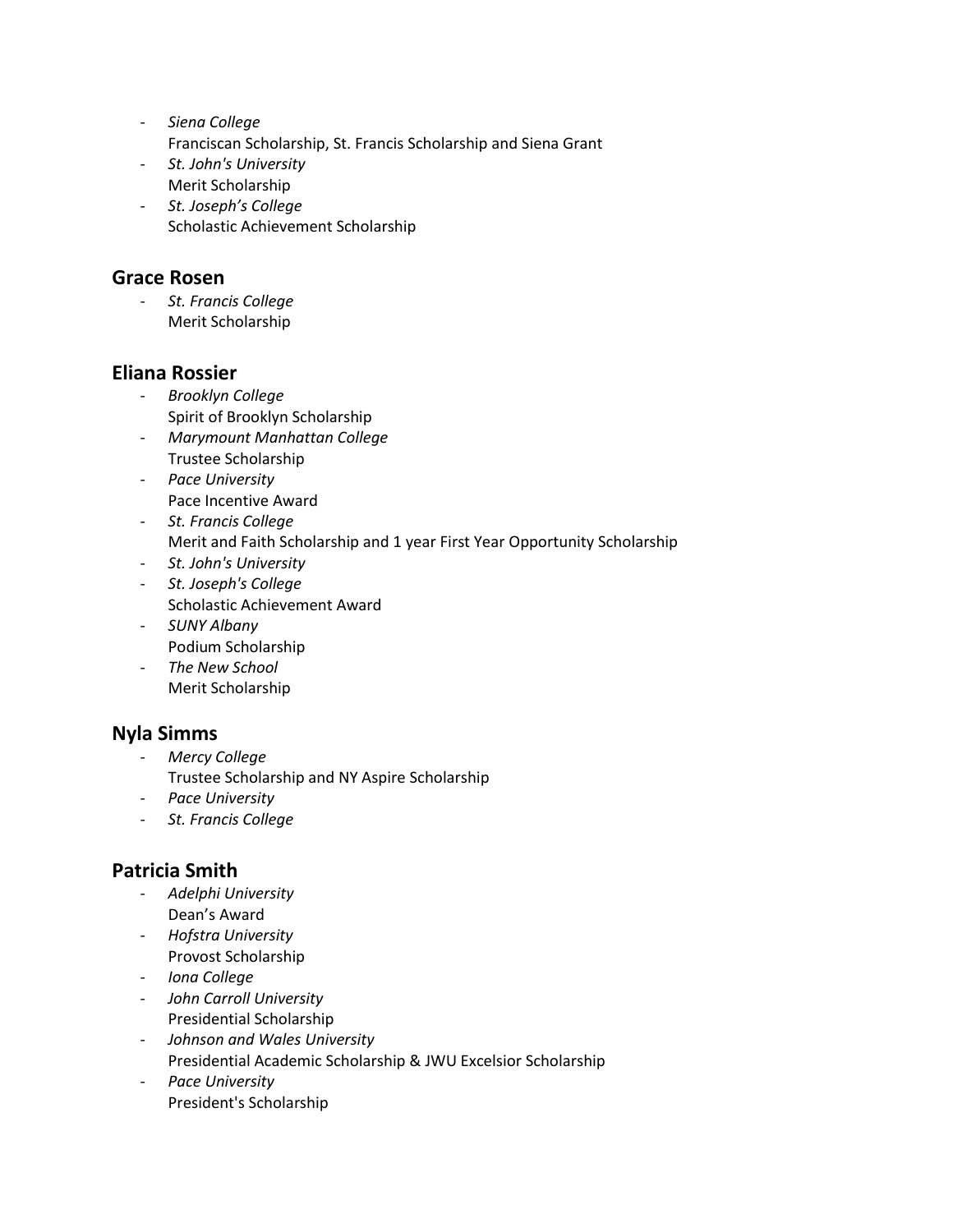- *Siena College*
  Franciscan Scholarship, St. Francis Scholarship and Siena Grant
- *St. John's University*
  Merit Scholarship
- *St. Joseph's College*
  Scholastic Achievement Scholarship

## Grace Rosen

- *St. Francis College*
  Merit Scholarship

## Eliana Rossier

- *Brooklyn College*
  Spirit of Brooklyn Scholarship
- *Marymount Manhattan College*
  Trustee Scholarship
- *Pace University*
  Pace Incentive Award
- *St. Francis College*
  Merit and Faith Scholarship and 1 year First Year Opportunity Scholarship
- *St. John's University*
- *St. Joseph's College*
  Scholastic Achievement Award
- *SUNY Albany*
  Podium Scholarship
- *The New School*
  Merit Scholarship

## Nyla Simms

- *Mercy College*
  Trustee Scholarship and NY Aspire Scholarship
- *Pace University*
- *St. Francis College*

## Patricia Smith

- *Adelphi University*
  Dean's Award
- *Hofstra University*
  Provost Scholarship
- *Iona College*
- *John Carroll University*
  Presidential Scholarship
- *Johnson and Wales University*
  Presidential Academic Scholarship & JWU Excelsior Scholarship
- *Pace University*
  President's Scholarship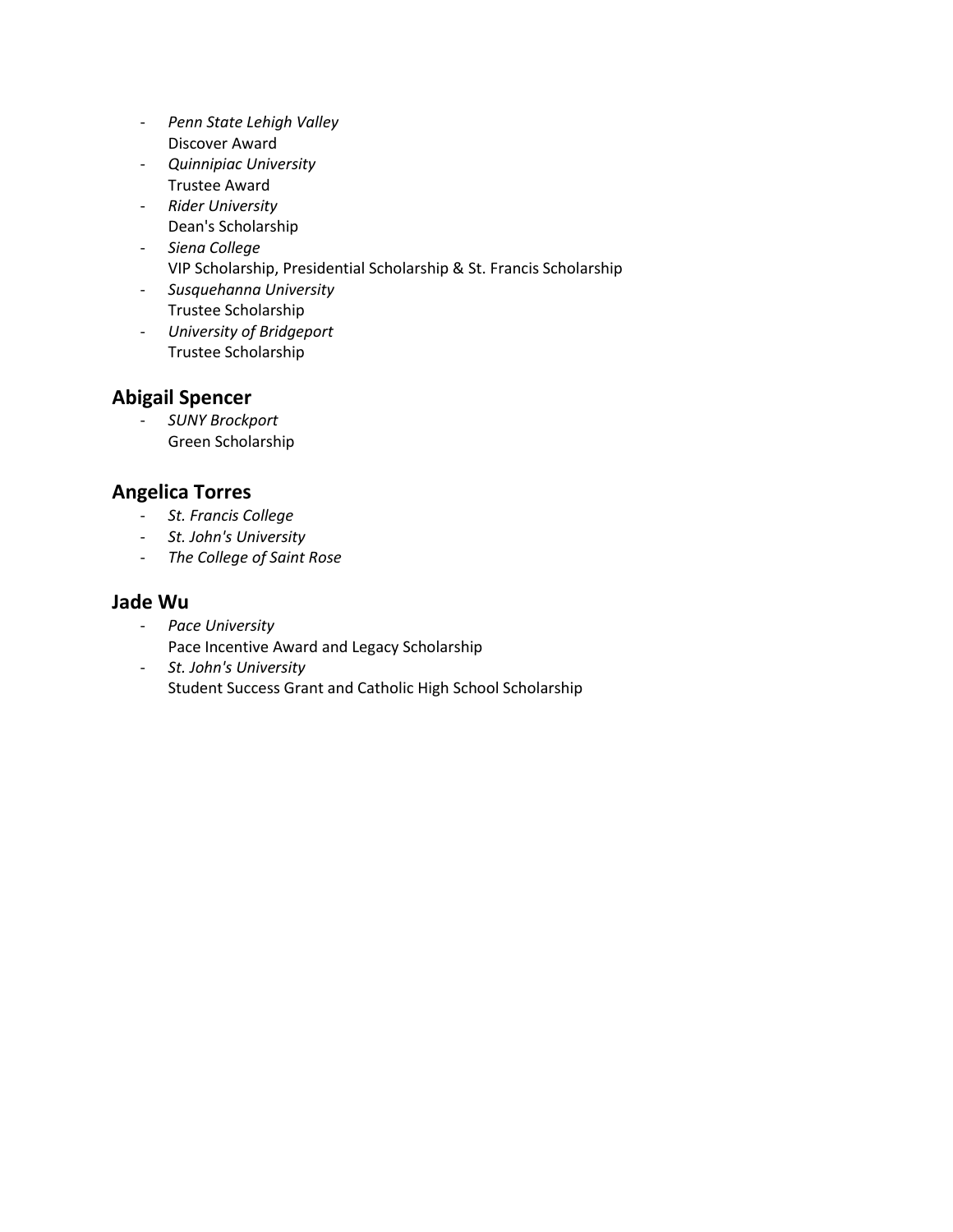- *Penn State Lehigh Valley*
  Discover Award
- *Quinnipiac University*
  Trustee Award
- *Rider University*
  Dean's Scholarship
- *Siena College*
  VIP Scholarship, Presidential Scholarship & St. Francis Scholarship
- *Susquehanna University*
  Trustee Scholarship
- *University of Bridgeport*
  Trustee Scholarship

## Abigail Spencer

- *SUNY Brockport*
  Green Scholarship

## Angelica Torres

- *St. Francis College*
- *St. John's University*
- *The College of Saint Rose*

## Jade Wu

- *Pace University*
  Pace Incentive Award and Legacy Scholarship
- *St. John's University*
  Student Success Grant and Catholic High School Scholarship